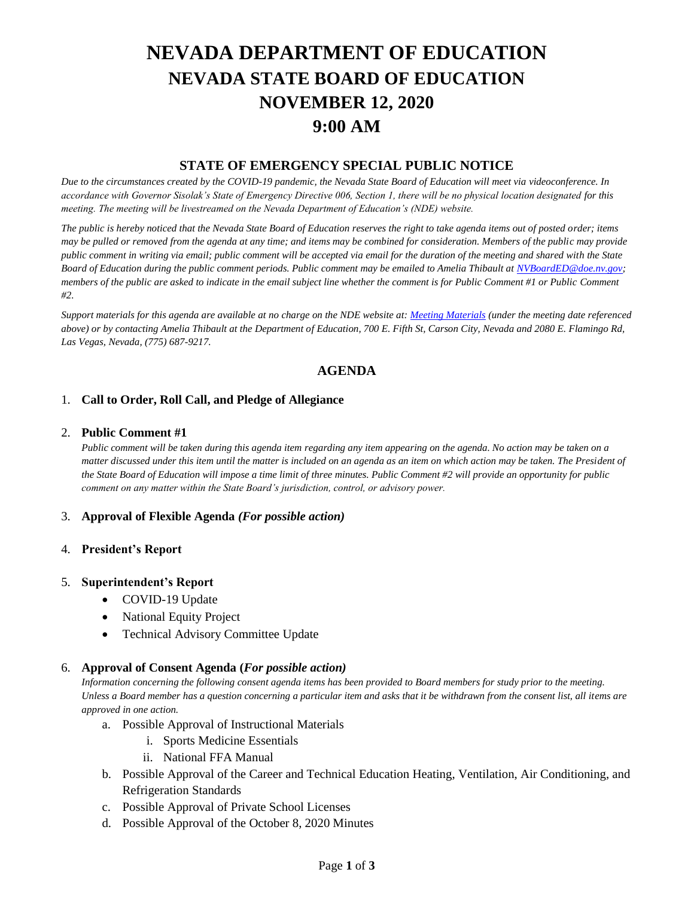# NEVADA DEPARTMENT OF EDUCATION
# NEVADA STATE BOARD OF EDUCATION
# NOVEMBER 12, 2020
# 9:00 AM

## STATE OF EMERGENCY SPECIAL PUBLIC NOTICE

*Due to the circumstances created by the COVID-19 pandemic, the Nevada State Board of Education will meet via videoconference. In accordance with Governor Sisolak's State of Emergency Directive 006, Section 1, there will be no physical location designated for this meeting. The meeting will be livestreamed on the Nevada Department of Education's (NDE) website.*

*The public is hereby noticed that the Nevada State Board of Education reserves the right to take agenda items out of posted order; items may be pulled or removed from the agenda at any time; and items may be combined for consideration. Members of the public may provide public comment in writing via email; public comment will be accepted via email for the duration of the meeting and shared with the State Board of Education during the public comment periods. Public comment may be emailed to Amelia Thibault at NVBoardED@doe.nv.gov; members of the public are asked to indicate in the email subject line whether the comment is for Public Comment #1 or Public Comment #2.*

*Support materials for this agenda are available at no charge on the NDE website at: Meeting Materials (under the meeting date referenced above) or by contacting Amelia Thibault at the Department of Education, 700 E. Fifth St, Carson City, Nevada and 2080 E. Flamingo Rd, Las Vegas, Nevada, (775) 687-9217.*

## AGENDA

1. **Call to Order, Roll Call, and Pledge of Allegiance**

2. **Public Comment #1**
   *Public comment will be taken during this agenda item regarding any item appearing on the agenda. No action may be taken on a matter discussed under this item until the matter is included on an agenda as an item on which action may be taken. The President of the State Board of Education will impose a time limit of three minutes. Public Comment #2 will provide an opportunity for public comment on any matter within the State Board's jurisdiction, control, or advisory power.*

3. **Approval of Flexible Agenda** ***(For possible action)***

4. **President's Report**

5. **Superintendent's Report**
   - COVID-19 Update
   - National Equity Project
   - Technical Advisory Committee Update

6. **Approval of Consent Agenda (*****For possible action)***
   *Information concerning the following consent agenda items has been provided to Board members for study prior to the meeting. Unless a Board member has a question concerning a particular item and asks that it be withdrawn from the consent list, all items are approved in one action.*
   a. Possible Approval of Instructional Materials
      i. Sports Medicine Essentials
      ii. National FFA Manual
   b. Possible Approval of the Career and Technical Education Heating, Ventilation, Air Conditioning, and Refrigeration Standards
   c. Possible Approval of Private School Licenses
   d. Possible Approval of the October 8, 2020 Minutes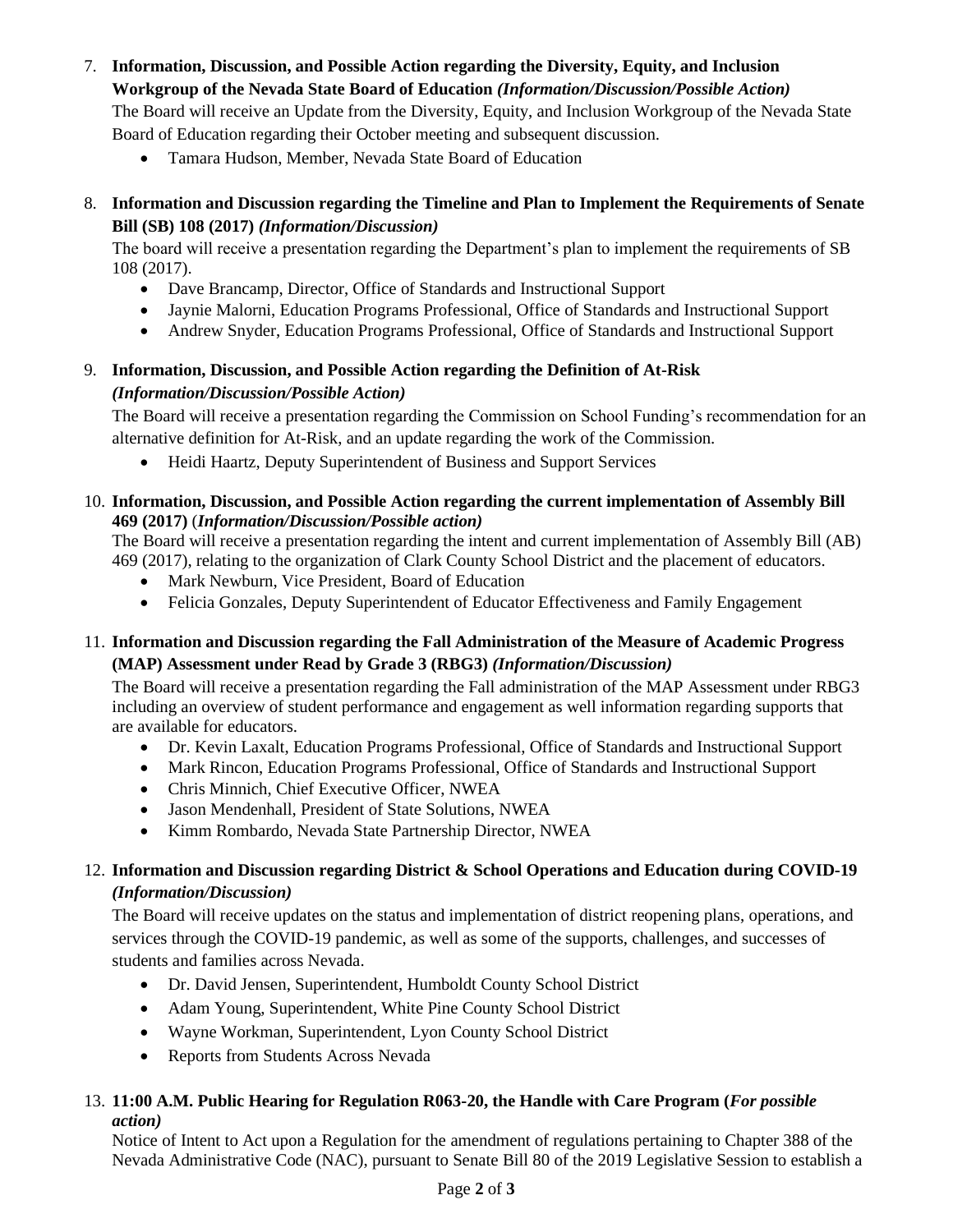7. **Information, Discussion, and Possible Action regarding the Diversity, Equity, and Inclusion Workgroup of the Nevada State Board of Education *(Information/Discussion/Possible Action)***
   The Board will receive an Update from the Diversity, Equity, and Inclusion Workgroup of the Nevada State Board of Education regarding their October meeting and subsequent discussion.
   - Tamara Hudson, Member, Nevada State Board of Education

8. **Information and Discussion regarding the Timeline and Plan to Implement the Requirements of Senate Bill (SB) 108 (2017) *(Information/Discussion)***
   The board will receive a presentation regarding the Department's plan to implement the requirements of SB 108 (2017).
   - Dave Brancamp, Director, Office of Standards and Instructional Support
   - Jaynie Malorni, Education Programs Professional, Office of Standards and Instructional Support
   - Andrew Snyder, Education Programs Professional, Office of Standards and Instructional Support

9. **Information, Discussion, and Possible Action regarding the Definition of At-Risk *(Information/Discussion/Possible Action)***
   The Board will receive a presentation regarding the Commission on School Funding's recommendation for an alternative definition for At-Risk, and an update regarding the work of the Commission.
   - Heidi Haartz, Deputy Superintendent of Business and Support Services

10. **Information, Discussion, and Possible Action regarding the current implementation of Assembly Bill 469 (2017)** (***Information/Discussion/Possible action)***
    The Board will receive a presentation regarding the intent and current implementation of Assembly Bill (AB) 469 (2017), relating to the organization of Clark County School District and the placement of educators.
    - Mark Newburn, Vice President, Board of Education
    - Felicia Gonzales, Deputy Superintendent of Educator Effectiveness and Family Engagement

11. **Information and Discussion regarding the Fall Administration of the Measure of Academic Progress (MAP) Assessment under Read by Grade 3 (RBG3) *(Information/Discussion)***
    The Board will receive a presentation regarding the Fall administration of the MAP Assessment under RBG3 including an overview of student performance and engagement as well information regarding supports that are available for educators.
    - Dr. Kevin Laxalt, Education Programs Professional, Office of Standards and Instructional Support
    - Mark Rincon, Education Programs Professional, Office of Standards and Instructional Support
    - Chris Minnich, Chief Executive Officer, NWEA
    - Jason Mendenhall, President of State Solutions, NWEA
    - Kimm Rombardo, Nevada State Partnership Director, NWEA

12. **Information and Discussion regarding District & School Operations and Education during COVID-19 *(Information/Discussion)***
    The Board will receive updates on the status and implementation of district reopening plans, operations, and services through the COVID-19 pandemic, as well as some of the supports, challenges, and successes of students and families across Nevada.
    - Dr. David Jensen, Superintendent, Humboldt County School District
    - Adam Young, Superintendent, White Pine County School District
    - Wayne Workman, Superintendent, Lyon County School District
    - Reports from Students Across Nevada

13. **11:00 A.M. Public Hearing for Regulation R063-20, the Handle with Care Program (*For possible action)***
    Notice of Intent to Act upon a Regulation for the amendment of regulations pertaining to Chapter 388 of the Nevada Administrative Code (NAC), pursuant to Senate Bill 80 of the 2019 Legislative Session to establish a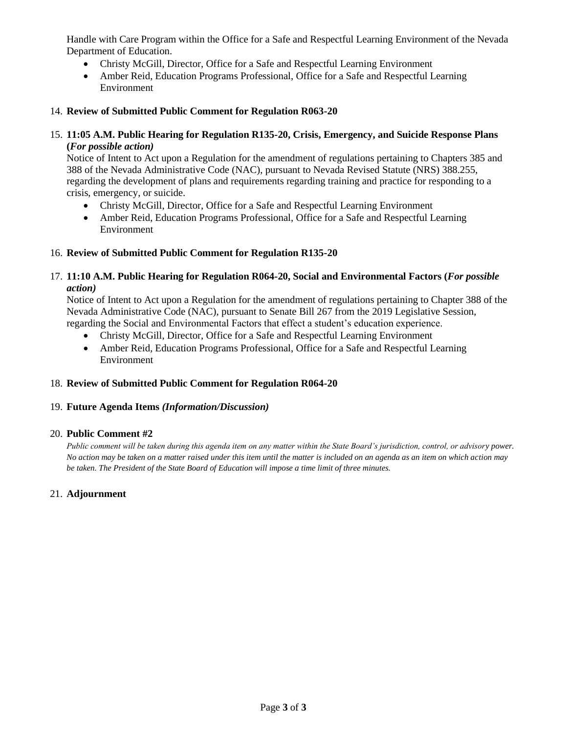Handle with Care Program within the Office for a Safe and Respectful Learning Environment of the Nevada Department of Education.

- Christy McGill, Director, Office for a Safe and Respectful Learning Environment
- Amber Reid, Education Programs Professional, Office for a Safe and Respectful Learning Environment

14. **Review of Submitted Public Comment for Regulation R063-20**

15. **11:05 A.M. Public Hearing for Regulation R135-20, Crisis, Emergency, and Suicide Response Plans (*For possible action)***

    Notice of Intent to Act upon a Regulation for the amendment of regulations pertaining to Chapters 385 and 388 of the Nevada Administrative Code (NAC), pursuant to Nevada Revised Statute (NRS) 388.255, regarding the development of plans and requirements regarding training and practice for responding to a crisis, emergency, or suicide.

    - Christy McGill, Director, Office for a Safe and Respectful Learning Environment
    - Amber Reid, Education Programs Professional, Office for a Safe and Respectful Learning Environment

16. **Review of Submitted Public Comment for Regulation R135-20**

17. **11:10 A.M. Public Hearing for Regulation R064-20, Social and Environmental Factors (*For possible action)***

    Notice of Intent to Act upon a Regulation for the amendment of regulations pertaining to Chapter 388 of the Nevada Administrative Code (NAC), pursuant to Senate Bill 267 from the 2019 Legislative Session, regarding the Social and Environmental Factors that effect a student's education experience.

    - Christy McGill, Director, Office for a Safe and Respectful Learning Environment
    - Amber Reid, Education Programs Professional, Office for a Safe and Respectful Learning Environment

18. **Review of Submitted Public Comment for Regulation R064-20**

19. **Future Agenda Items *(Information/Discussion)***

20. **Public Comment #2**

    *Public comment will be taken during this agenda item on any matter within the State Board's jurisdiction, control, or advisory power. No action may be taken on a matter raised under this item until the matter is included on an agenda as an item on which action may be taken. The President of the State Board of Education will impose a time limit of three minutes.*

21. **Adjournment**